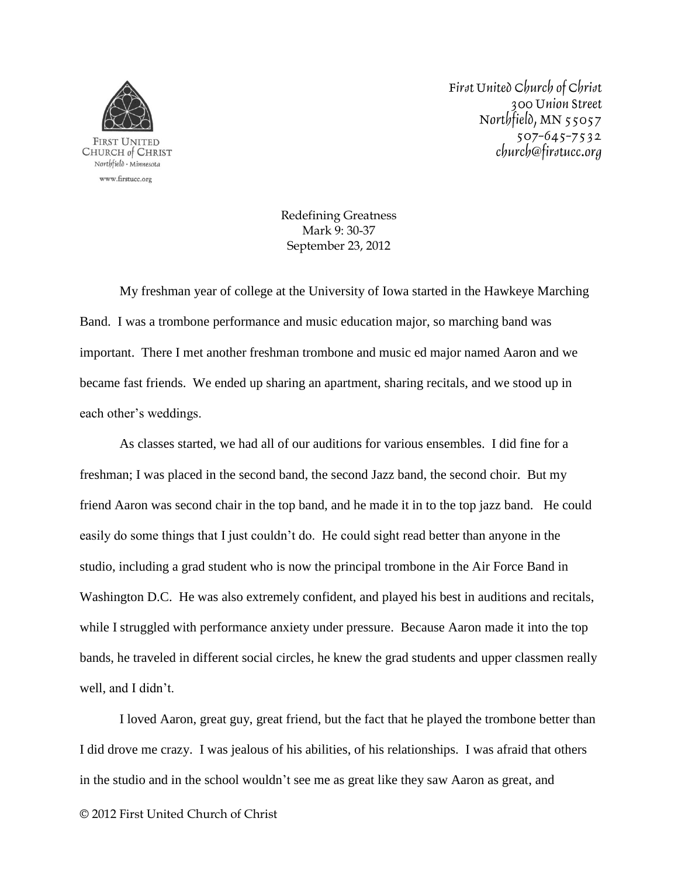FIRST UNITED CHURCH of CHRIST
Northfield · Minnesota
www.firstucc.org

First United Church of Christ
300 Union Street
Northfield, MN 55057
507-645-7532
church@firstucc.org

Redefining Greatness
Mark 9: 30-37
September 23, 2012

My freshman year of college at the University of Iowa started in the Hawkeye Marching Band. I was a trombone performance and music education major, so marching band was important. There I met another freshman trombone and music ed major named Aaron and we became fast friends. We ended up sharing an apartment, sharing recitals, and we stood up in each other's weddings.

As classes started, we had all of our auditions for various ensembles. I did fine for a freshman; I was placed in the second band, the second Jazz band, the second choir. But my friend Aaron was second chair in the top band, and he made it in to the top jazz band. He could easily do some things that I just couldn't do. He could sight read better than anyone in the studio, including a grad student who is now the principal trombone in the Air Force Band in Washington D.C. He was also extremely confident, and played his best in auditions and recitals, while I struggled with performance anxiety under pressure. Because Aaron made it into the top bands, he traveled in different social circles, he knew the grad students and upper classmen really well, and I didn't.

I loved Aaron, great guy, great friend, but the fact that he played the trombone better than I did drove me crazy. I was jealous of his abilities, of his relationships. I was afraid that others in the studio and in the school wouldn't see me as great like they saw Aaron as great, and

© 2012 First United Church of Christ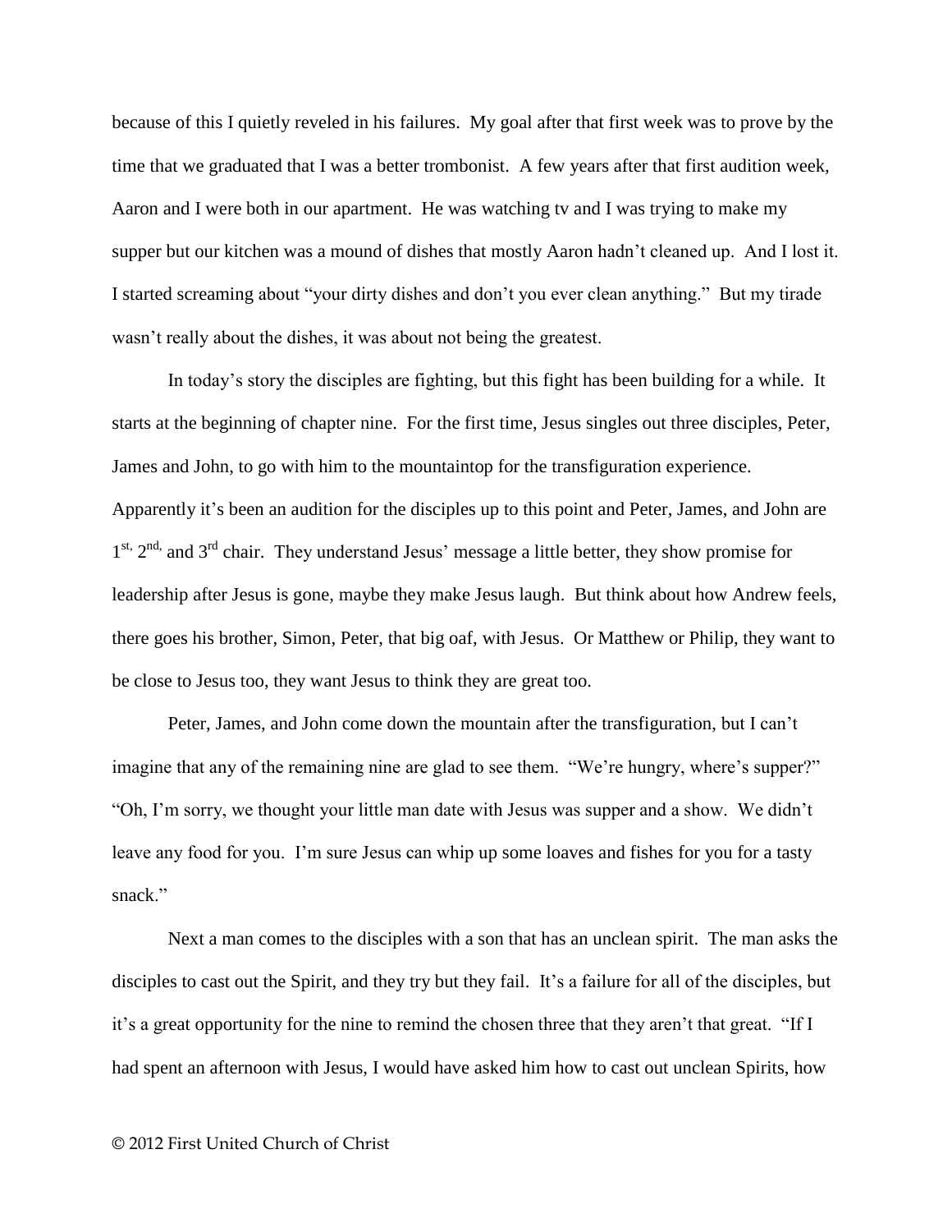because of this I quietly reveled in his failures. My goal after that first week was to prove by the time that we graduated that I was a better trombonist. A few years after that first audition week, Aaron and I were both in our apartment. He was watching tv and I was trying to make my supper but our kitchen was a mound of dishes that mostly Aaron hadn't cleaned up. And I lost it. I started screaming about "your dirty dishes and don't you ever clean anything." But my tirade wasn't really about the dishes, it was about not being the greatest.

In today's story the disciples are fighting, but this fight has been building for a while. It starts at the beginning of chapter nine. For the first time, Jesus singles out three disciples, Peter, James and John, to go with him to the mountaintop for the transfiguration experience. Apparently it's been an audition for the disciples up to this point and Peter, James, and John are 1st, 2nd, and 3rd chair. They understand Jesus' message a little better, they show promise for leadership after Jesus is gone, maybe they make Jesus laugh. But think about how Andrew feels, there goes his brother, Simon, Peter, that big oaf, with Jesus. Or Matthew or Philip, they want to be close to Jesus too, they want Jesus to think they are great too.

Peter, James, and John come down the mountain after the transfiguration, but I can't imagine that any of the remaining nine are glad to see them. "We're hungry, where's supper?" "Oh, I'm sorry, we thought your little man date with Jesus was supper and a show. We didn't leave any food for you. I'm sure Jesus can whip up some loaves and fishes for you for a tasty snack."

Next a man comes to the disciples with a son that has an unclean spirit. The man asks the disciples to cast out the Spirit, and they try but they fail. It's a failure for all of the disciples, but it's a great opportunity for the nine to remind the chosen three that they aren't that great. "If I had spent an afternoon with Jesus, I would have asked him how to cast out unclean Spirits, how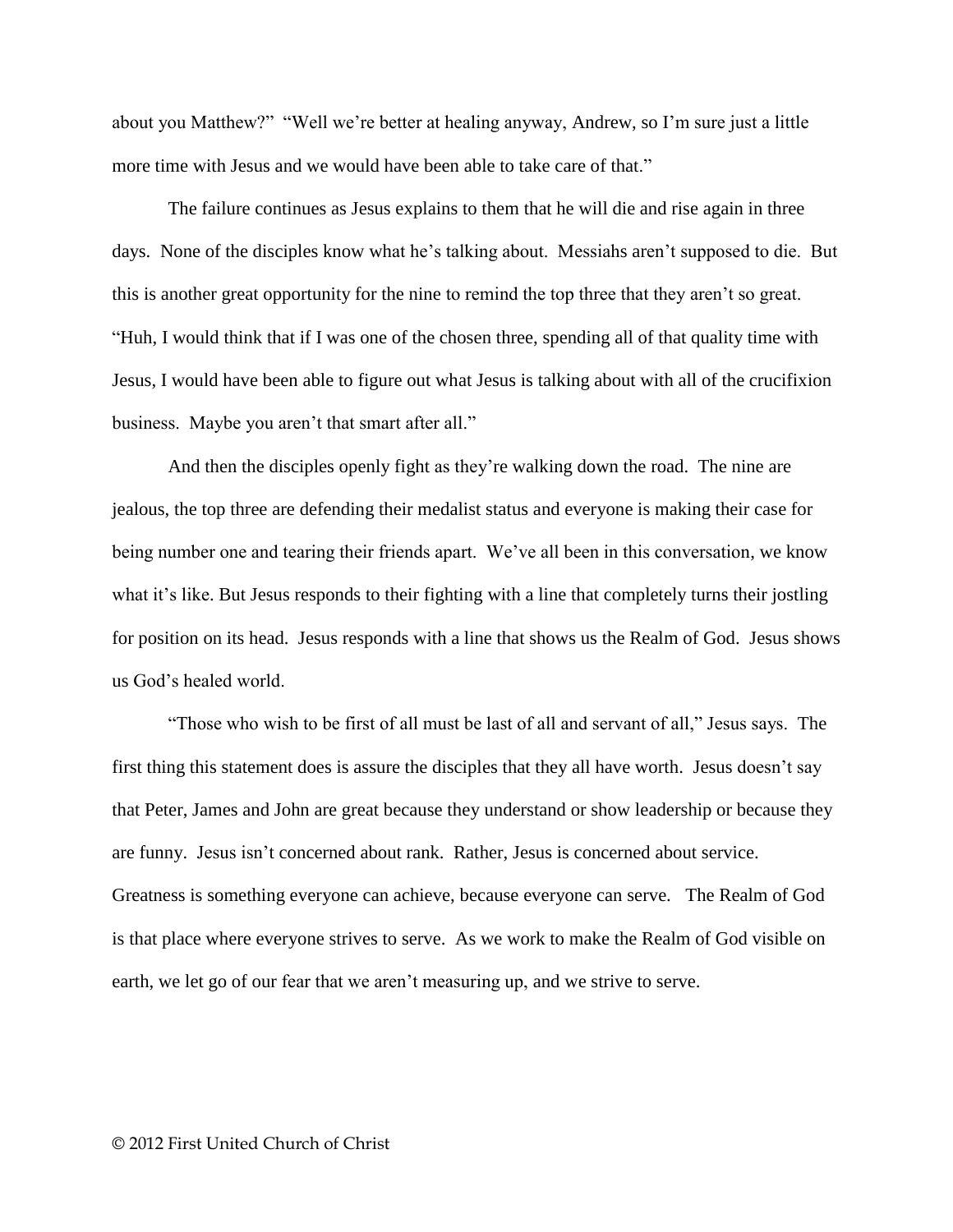about you Matthew?" "Well we're better at healing anyway, Andrew, so I'm sure just a little more time with Jesus and we would have been able to take care of that."

The failure continues as Jesus explains to them that he will die and rise again in three days. None of the disciples know what he's talking about. Messiahs aren't supposed to die. But this is another great opportunity for the nine to remind the top three that they aren't so great. "Huh, I would think that if I was one of the chosen three, spending all of that quality time with Jesus, I would have been able to figure out what Jesus is talking about with all of the crucifixion business. Maybe you aren't that smart after all."

And then the disciples openly fight as they're walking down the road. The nine are jealous, the top three are defending their medalist status and everyone is making their case for being number one and tearing their friends apart. We've all been in this conversation, we know what it's like. But Jesus responds to their fighting with a line that completely turns their jostling for position on its head. Jesus responds with a line that shows us the Realm of God. Jesus shows us God's healed world.

"Those who wish to be first of all must be last of all and servant of all," Jesus says. The first thing this statement does is assure the disciples that they all have worth. Jesus doesn't say that Peter, James and John are great because they understand or show leadership or because they are funny. Jesus isn't concerned about rank. Rather, Jesus is concerned about service. Greatness is something everyone can achieve, because everyone can serve. The Realm of God is that place where everyone strives to serve. As we work to make the Realm of God visible on earth, we let go of our fear that we aren't measuring up, and we strive to serve.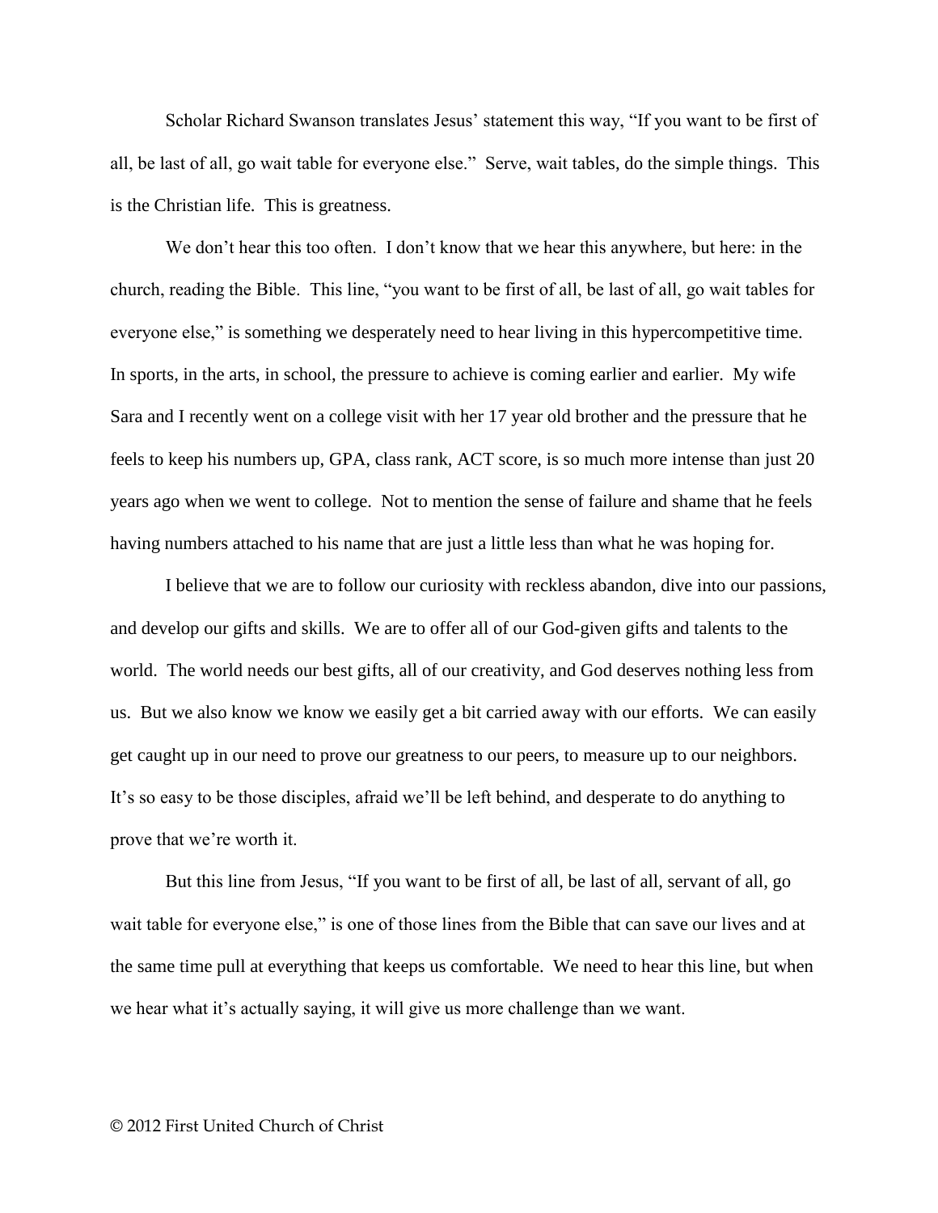Scholar Richard Swanson translates Jesus' statement this way, "If you want to be first of all, be last of all, go wait table for everyone else." Serve, wait tables, do the simple things. This is the Christian life. This is greatness.

We don't hear this too often. I don't know that we hear this anywhere, but here: in the church, reading the Bible. This line, "you want to be first of all, be last of all, go wait tables for everyone else," is something we desperately need to hear living in this hypercompetitive time. In sports, in the arts, in school, the pressure to achieve is coming earlier and earlier. My wife Sara and I recently went on a college visit with her 17 year old brother and the pressure that he feels to keep his numbers up, GPA, class rank, ACT score, is so much more intense than just 20 years ago when we went to college. Not to mention the sense of failure and shame that he feels having numbers attached to his name that are just a little less than what he was hoping for.

I believe that we are to follow our curiosity with reckless abandon, dive into our passions, and develop our gifts and skills. We are to offer all of our God-given gifts and talents to the world. The world needs our best gifts, all of our creativity, and God deserves nothing less from us. But we also know we know we easily get a bit carried away with our efforts. We can easily get caught up in our need to prove our greatness to our peers, to measure up to our neighbors. It's so easy to be those disciples, afraid we'll be left behind, and desperate to do anything to prove that we're worth it.

But this line from Jesus, "If you want to be first of all, be last of all, servant of all, go wait table for everyone else," is one of those lines from the Bible that can save our lives and at the same time pull at everything that keeps us comfortable. We need to hear this line, but when we hear what it's actually saying, it will give us more challenge than we want.

© 2012 First United Church of Christ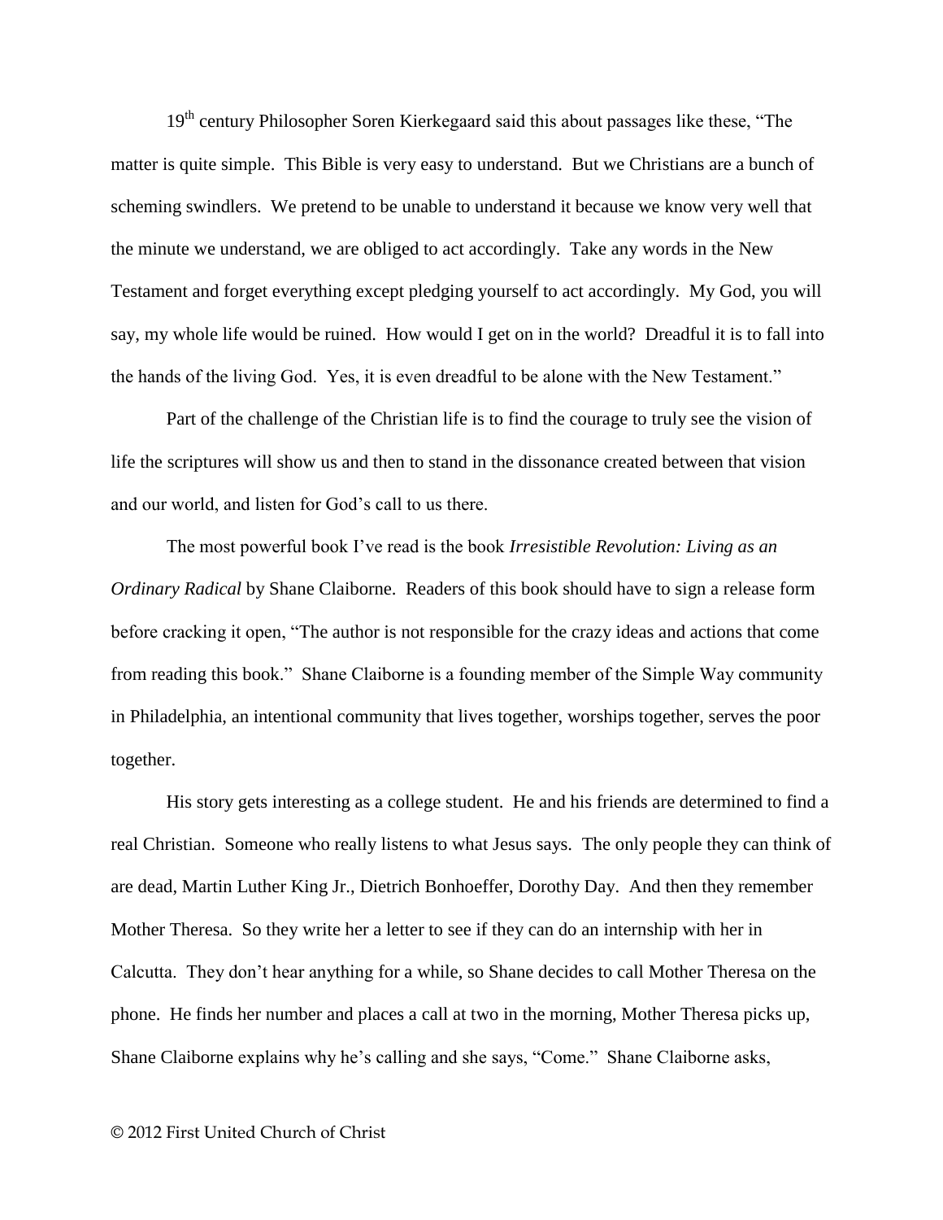19th century Philosopher Soren Kierkegaard said this about passages like these, "The matter is quite simple. This Bible is very easy to understand. But we Christians are a bunch of scheming swindlers. We pretend to be unable to understand it because we know very well that the minute we understand, we are obliged to act accordingly. Take any words in the New Testament and forget everything except pledging yourself to act accordingly. My God, you will say, my whole life would be ruined. How would I get on in the world? Dreadful it is to fall into the hands of the living God. Yes, it is even dreadful to be alone with the New Testament."

Part of the challenge of the Christian life is to find the courage to truly see the vision of life the scriptures will show us and then to stand in the dissonance created between that vision and our world, and listen for God's call to us there.

The most powerful book I've read is the book *Irresistible Revolution: Living as an Ordinary Radical* by Shane Claiborne. Readers of this book should have to sign a release form before cracking it open, "The author is not responsible for the crazy ideas and actions that come from reading this book." Shane Claiborne is a founding member of the Simple Way community in Philadelphia, an intentional community that lives together, worships together, serves the poor together.

His story gets interesting as a college student. He and his friends are determined to find a real Christian. Someone who really listens to what Jesus says. The only people they can think of are dead, Martin Luther King Jr., Dietrich Bonhoeffer, Dorothy Day. And then they remember Mother Theresa. So they write her a letter to see if they can do an internship with her in Calcutta. They don't hear anything for a while, so Shane decides to call Mother Theresa on the phone. He finds her number and places a call at two in the morning, Mother Theresa picks up, Shane Claiborne explains why he's calling and she says, "Come." Shane Claiborne asks,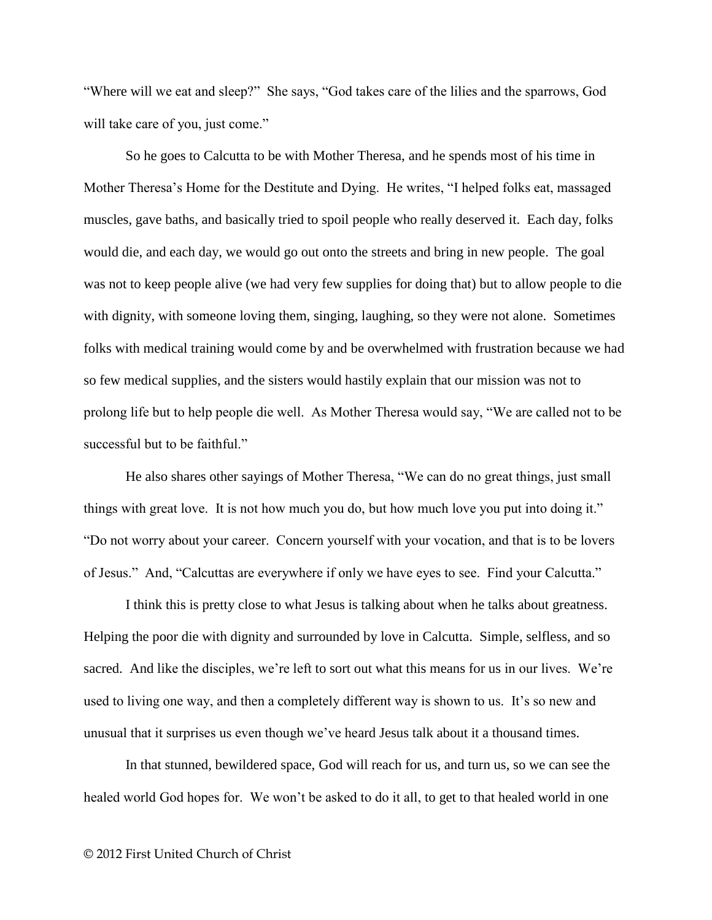"Where will we eat and sleep?" She says, "God takes care of the lilies and the sparrows, God will take care of you, just come."

So he goes to Calcutta to be with Mother Theresa, and he spends most of his time in Mother Theresa's Home for the Destitute and Dying. He writes, "I helped folks eat, massaged muscles, gave baths, and basically tried to spoil people who really deserved it. Each day, folks would die, and each day, we would go out onto the streets and bring in new people. The goal was not to keep people alive (we had very few supplies for doing that) but to allow people to die with dignity, with someone loving them, singing, laughing, so they were not alone. Sometimes folks with medical training would come by and be overwhelmed with frustration because we had so few medical supplies, and the sisters would hastily explain that our mission was not to prolong life but to help people die well. As Mother Theresa would say, "We are called not to be successful but to be faithful."

He also shares other sayings of Mother Theresa, "We can do no great things, just small things with great love. It is not how much you do, but how much love you put into doing it." "Do not worry about your career. Concern yourself with your vocation, and that is to be lovers of Jesus." And, "Calcuttas are everywhere if only we have eyes to see. Find your Calcutta."

I think this is pretty close to what Jesus is talking about when he talks about greatness. Helping the poor die with dignity and surrounded by love in Calcutta. Simple, selfless, and so sacred. And like the disciples, we're left to sort out what this means for us in our lives. We're used to living one way, and then a completely different way is shown to us. It's so new and unusual that it surprises us even though we've heard Jesus talk about it a thousand times.

In that stunned, bewildered space, God will reach for us, and turn us, so we can see the healed world God hopes for. We won't be asked to do it all, to get to that healed world in one

© 2012 First United Church of Christ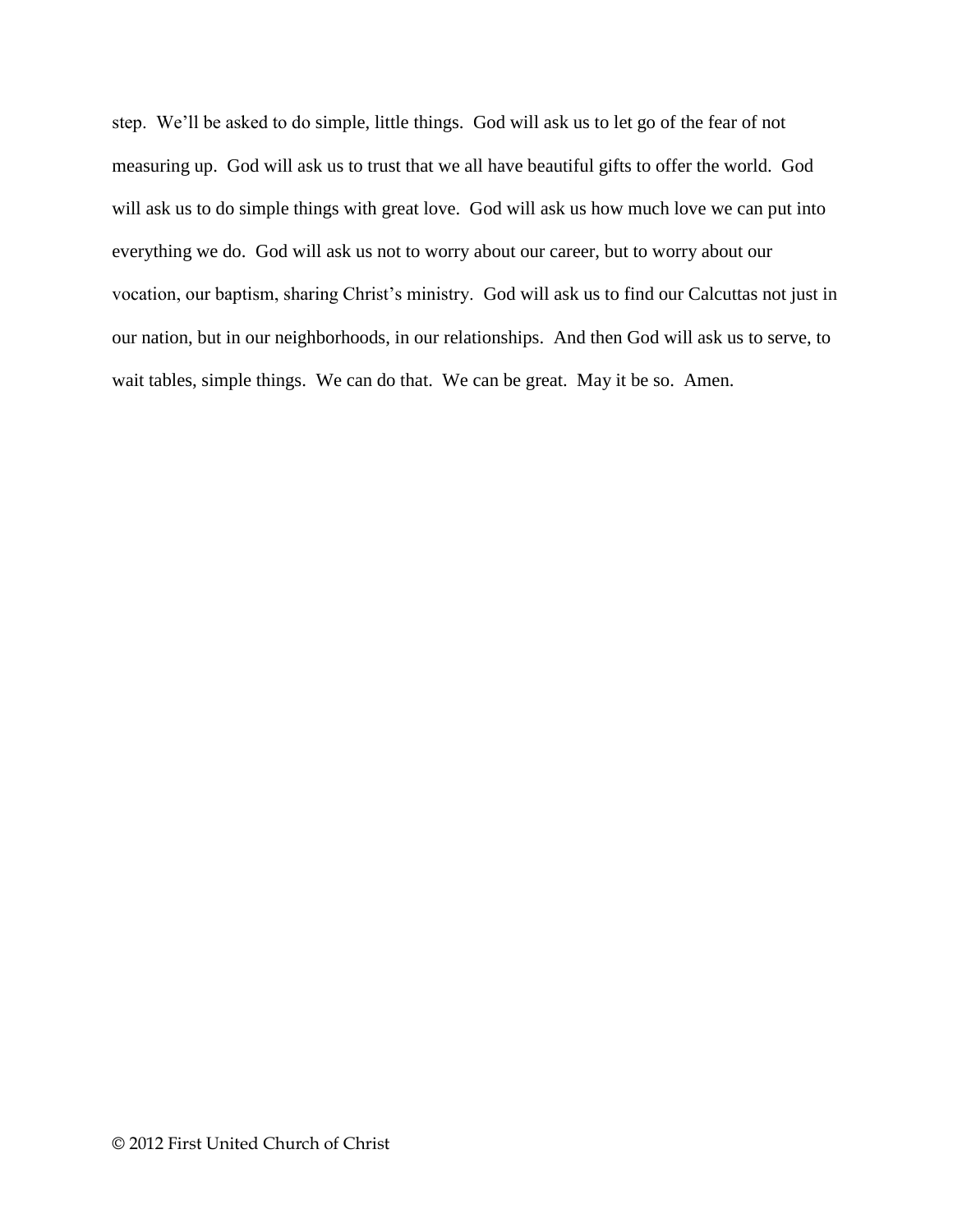step. We'll be asked to do simple, little things. God will ask us to let go of the fear of not measuring up. God will ask us to trust that we all have beautiful gifts to offer the world. God will ask us to do simple things with great love. God will ask us how much love we can put into everything we do. God will ask us not to worry about our career, but to worry about our vocation, our baptism, sharing Christ's ministry. God will ask us to find our Calcuttas not just in our nation, but in our neighborhoods, in our relationships. And then God will ask us to serve, to wait tables, simple things. We can do that. We can be great. May it be so. Amen.